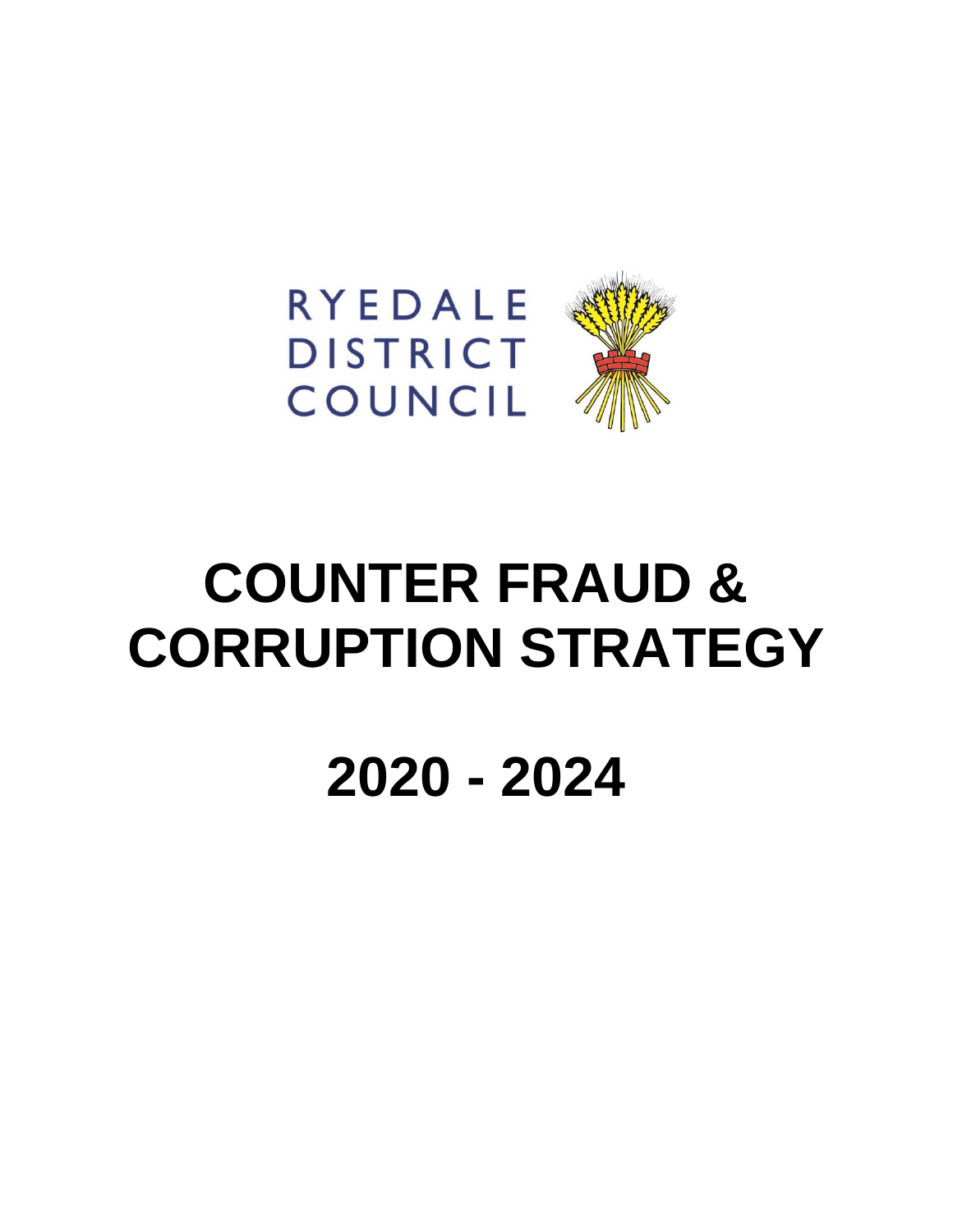RYEDALE DISTRICT COUNCIL

# COUNTER FRAUD & CORRUPTION STRATEGY

# 2020 - 2024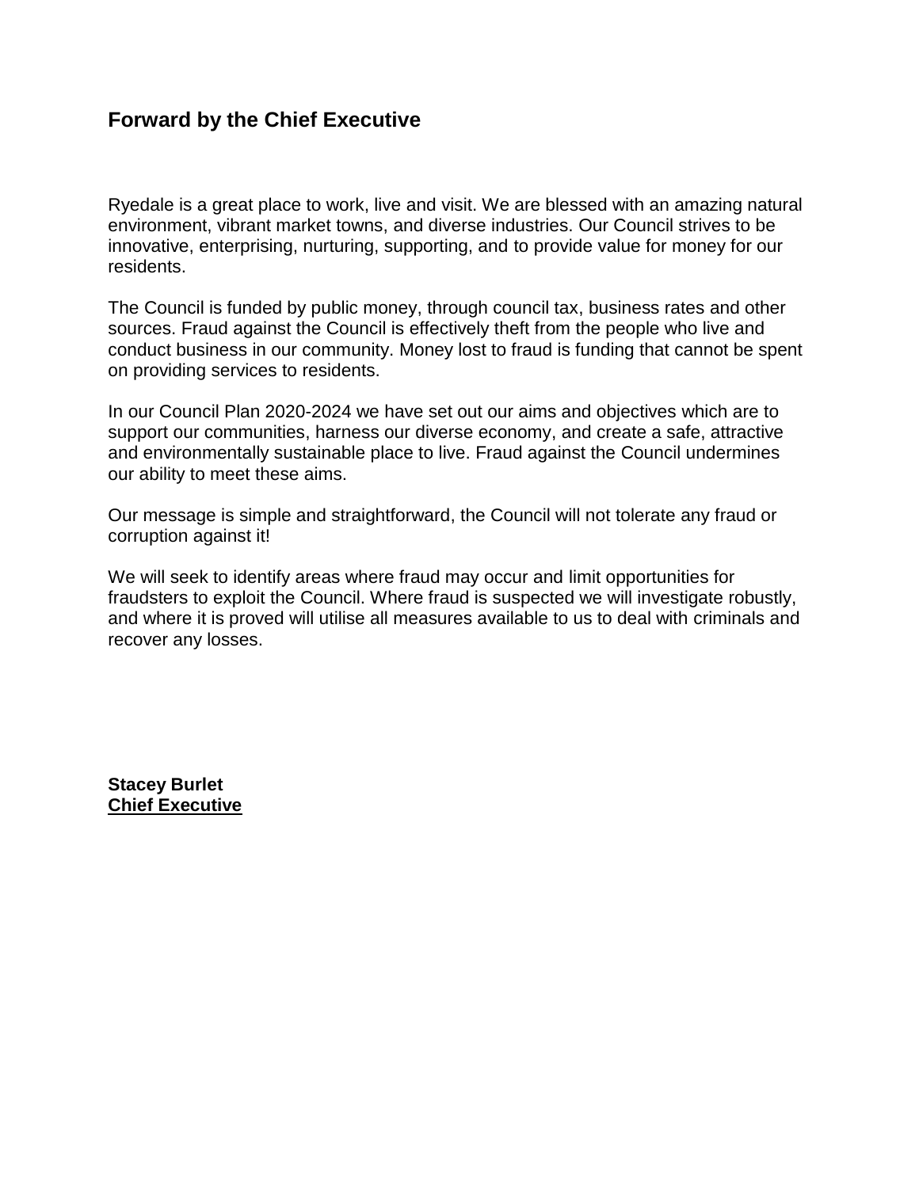## Forward by the Chief Executive

Ryedale is a great place to work, live and visit. We are blessed with an amazing natural environment, vibrant market towns, and diverse industries. Our Council strives to be innovative, enterprising, nurturing, supporting, and to provide value for money for our residents.

The Council is funded by public money, through council tax, business rates and other sources. Fraud against the Council is effectively theft from the people who live and conduct business in our community. Money lost to fraud is funding that cannot be spent on providing services to residents.

In our Council Plan 2020-2024 we have set out our aims and objectives which are to support our communities, harness our diverse economy, and create a safe, attractive and environmentally sustainable place to live. Fraud against the Council undermines our ability to meet these aims.

Our message is simple and straightforward, the Council will not tolerate any fraud or corruption against it!

We will seek to identify areas where fraud may occur and limit opportunities for fraudsters to exploit the Council. Where fraud is suspected we will investigate robustly, and where it is proved will utilise all measures available to us to deal with criminals and recover any losses.

**Stacey Burlet**
**Chief Executive**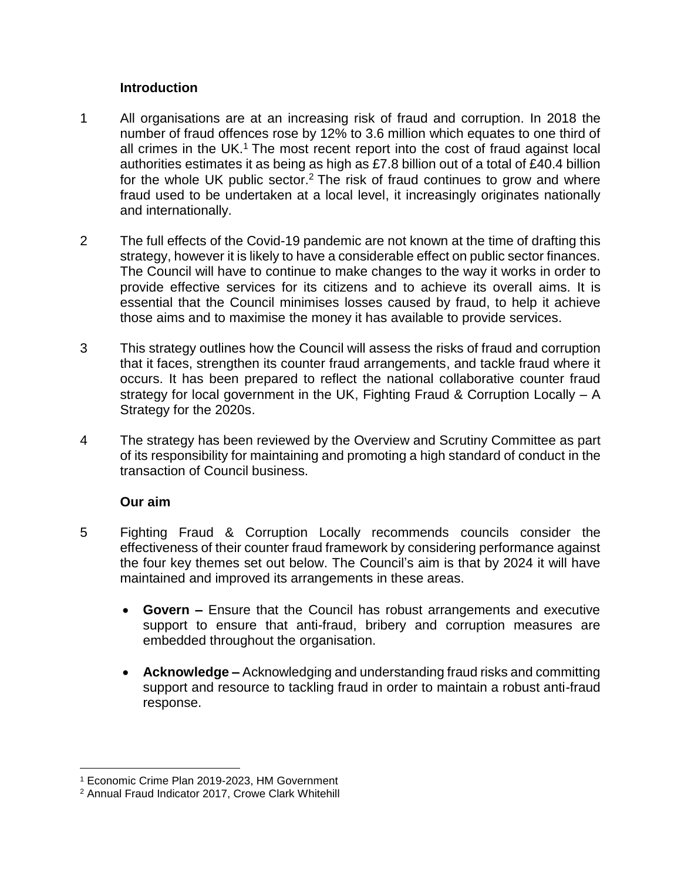## Introduction

1 All organisations are at an increasing risk of fraud and corruption. In 2018 the number of fraud offences rose by 12% to 3.6 million which equates to one third of all crimes in the UK.[1] The most recent report into the cost of fraud against local authorities estimates it as being as high as £7.8 billion out of a total of £40.4 billion for the whole UK public sector.[2] The risk of fraud continues to grow and where fraud used to be undertaken at a local level, it increasingly originates nationally and internationally.

2 The full effects of the Covid-19 pandemic are not known at the time of drafting this strategy, however it is likely to have a considerable effect on public sector finances. The Council will have to continue to make changes to the way it works in order to provide effective services for its citizens and to achieve its overall aims. It is essential that the Council minimises losses caused by fraud, to help it achieve those aims and to maximise the money it has available to provide services.

3 This strategy outlines how the Council will assess the risks of fraud and corruption that it faces, strengthen its counter fraud arrangements, and tackle fraud where it occurs. It has been prepared to reflect the national collaborative counter fraud strategy for local government in the UK, Fighting Fraud & Corruption Locally – A Strategy for the 2020s.

4 The strategy has been reviewed by the Overview and Scrutiny Committee as part of its responsibility for maintaining and promoting a high standard of conduct in the transaction of Council business.

## Our aim

5 Fighting Fraud & Corruption Locally recommends councils consider the effectiveness of their counter fraud framework by considering performance against the four key themes set out below. The Council's aim is that by 2024 it will have maintained and improved its arrangements in these areas.

- **Govern –** Ensure that the Council has robust arrangements and executive support to ensure that anti-fraud, bribery and corruption measures are embedded throughout the organisation.
- **Acknowledge –** Acknowledging and understanding fraud risks and committing support and resource to tackling fraud in order to maintain a robust anti-fraud response.

---

[1] Economic Crime Plan 2019-2023, HM Government

[2] Annual Fraud Indicator 2017, Crowe Clark Whitehill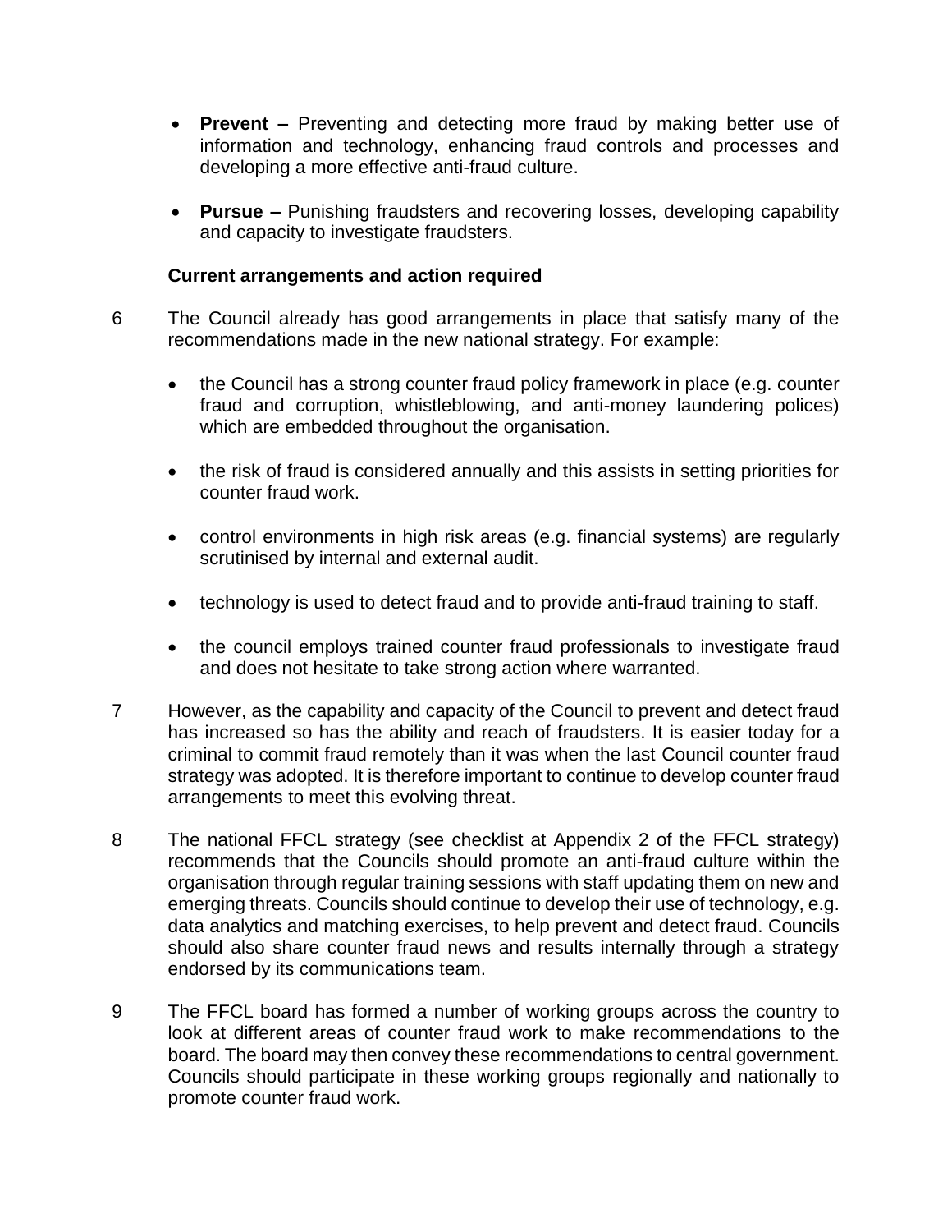- **Prevent –** Preventing and detecting more fraud by making better use of information and technology, enhancing fraud controls and processes and developing a more effective anti-fraud culture.

- **Pursue –** Punishing fraudsters and recovering losses, developing capability and capacity to investigate fraudsters.

**Current arrangements and action required**

6 The Council already has good arrangements in place that satisfy many of the recommendations made in the new national strategy. For example:

- the Council has a strong counter fraud policy framework in place (e.g. counter fraud and corruption, whistleblowing, and anti-money laundering polices) which are embedded throughout the organisation.

- the risk of fraud is considered annually and this assists in setting priorities for counter fraud work.

- control environments in high risk areas (e.g. financial systems) are regularly scrutinised by internal and external audit.

- technology is used to detect fraud and to provide anti-fraud training to staff.

- the council employs trained counter fraud professionals to investigate fraud and does not hesitate to take strong action where warranted.

7 However, as the capability and capacity of the Council to prevent and detect fraud has increased so has the ability and reach of fraudsters. It is easier today for a criminal to commit fraud remotely than it was when the last Council counter fraud strategy was adopted. It is therefore important to continue to develop counter fraud arrangements to meet this evolving threat.

8 The national FFCL strategy (see checklist at Appendix 2 of the FFCL strategy) recommends that the Councils should promote an anti-fraud culture within the organisation through regular training sessions with staff updating them on new and emerging threats. Councils should continue to develop their use of technology, e.g. data analytics and matching exercises, to help prevent and detect fraud. Councils should also share counter fraud news and results internally through a strategy endorsed by its communications team.

9 The FFCL board has formed a number of working groups across the country to look at different areas of counter fraud work to make recommendations to the board. The board may then convey these recommendations to central government. Councils should participate in these working groups regionally and nationally to promote counter fraud work.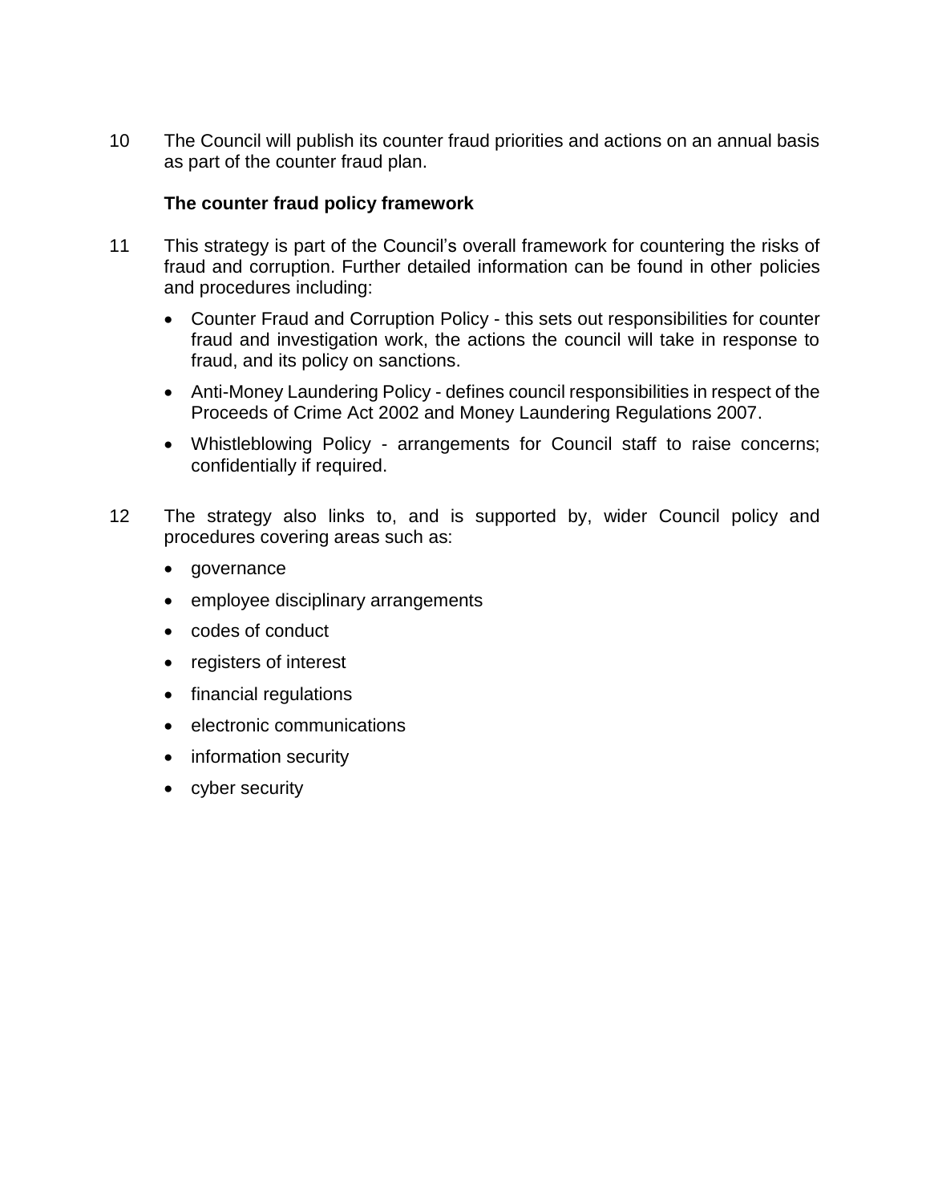10 The Council will publish its counter fraud priorities and actions on an annual basis as part of the counter fraud plan.

**The counter fraud policy framework**

11 This strategy is part of the Council's overall framework for countering the risks of fraud and corruption. Further detailed information can be found in other policies and procedures including:

- Counter Fraud and Corruption Policy - this sets out responsibilities for counter fraud and investigation work, the actions the council will take in response to fraud, and its policy on sanctions.
- Anti-Money Laundering Policy - defines council responsibilities in respect of the Proceeds of Crime Act 2002 and Money Laundering Regulations 2007.
- Whistleblowing Policy - arrangements for Council staff to raise concerns; confidentially if required.

12 The strategy also links to, and is supported by, wider Council policy and procedures covering areas such as:

- governance
- employee disciplinary arrangements
- codes of conduct
- registers of interest
- financial regulations
- electronic communications
- information security
- cyber security